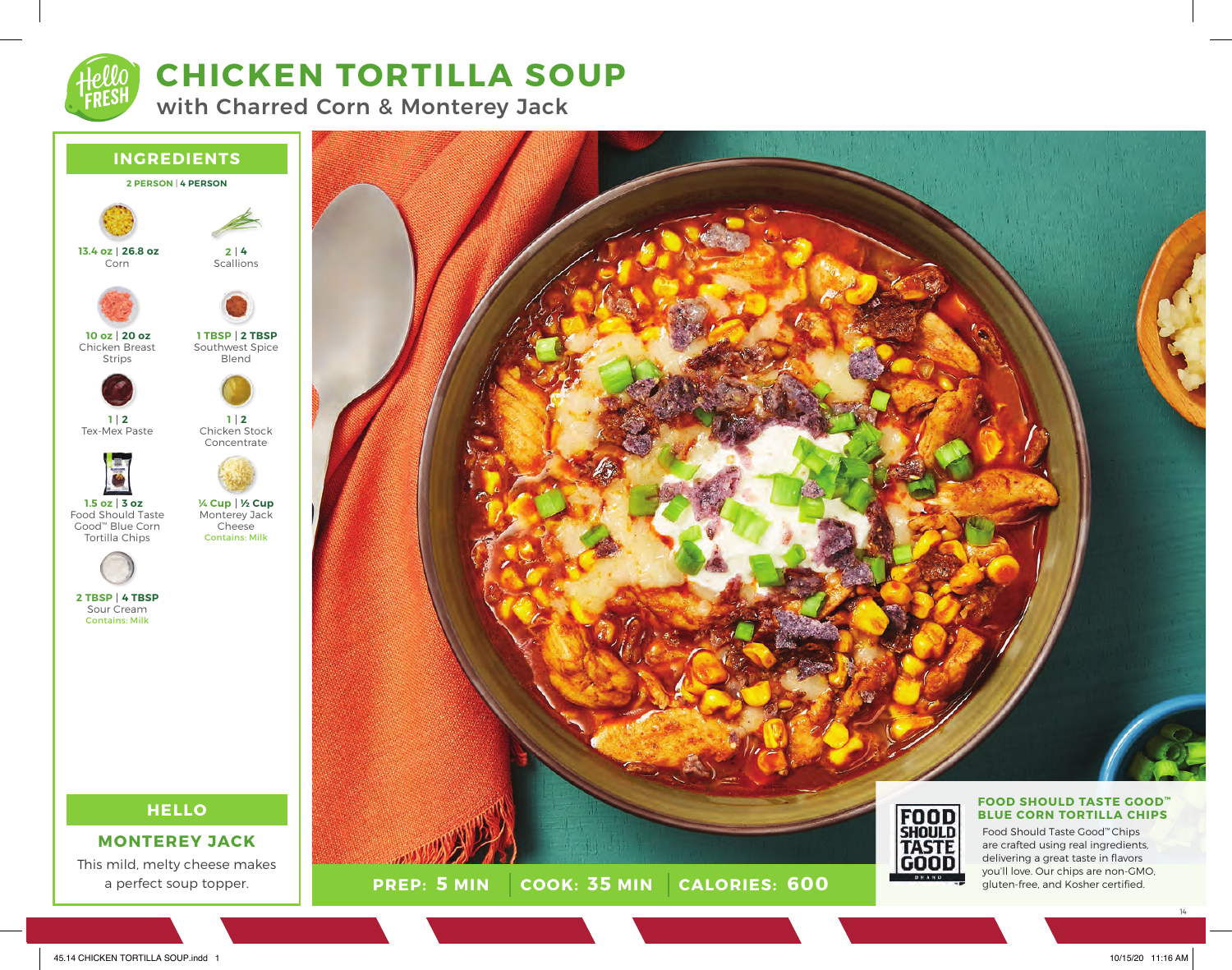# CHICKEN TORTILLA SOUP

## with Charred Corn & Monterey Jack

## INGREDIENTS

**2 PERSON | 4 PERSON**

**13.4 oz | 26.8 oz**
Corn

**2 | 4**
Scallions

**10 oz | 20 oz**
Chicken Breast Strips

**1 TBSP | 2 TBSP**
Southwest Spice Blend

**1 | 2**
Tex-Mex Paste

**1 | 2**
Chicken Stock Concentrate

**1.5 oz | 3 oz**
Food Should Taste Good™ Blue Corn Tortilla Chips

**¼ Cup | ½ Cup**
Monterey Jack Cheese
Contains: Milk

**2 TBSP | 4 TBSP**
Sour Cream
Contains: Milk

## HELLO

### MONTEREY JACK

This mild, melty cheese makes a perfect soup topper.

**PREP: 5 MIN | COOK: 35 MIN | CALORIES: 600**

### FOOD SHOULD TASTE GOOD™ BLUE CORN TORTILLA CHIPS

Food Should Taste Good™ Chips are crafted using real ingredients, delivering a great taste in flavors you'll love. Our chips are non-GMO, gluten-free, and Kosher certified.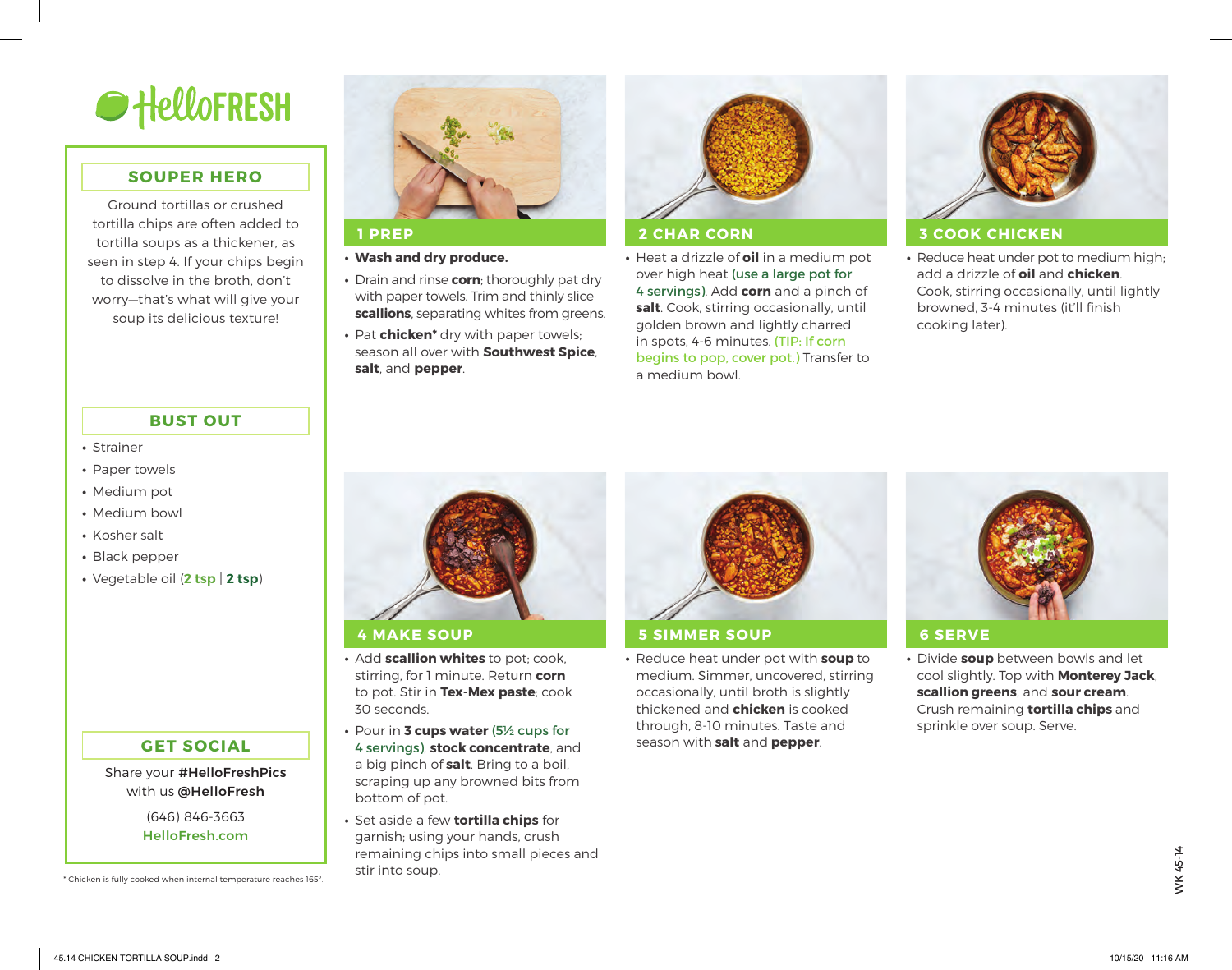# HelloFRESH

## SOUPER HERO

Ground tortillas or crushed tortilla chips are often added to tortilla soups as a thickener, as seen in step 4. If your chips begin to dissolve in the broth, don't worry—that's what will give your soup its delicious texture!

## BUST OUT

- Strainer
- Paper towels
- Medium pot
- Medium bowl
- Kosher salt
- Black pepper
- Vegetable oil (2 tsp | 2 tsp)

## GET SOCIAL

Share your **#HelloFreshPics** with us **@HelloFresh**

(646) 846-3663

HelloFresh.com

## 1 PREP

- **Wash and dry produce.**
- Drain and rinse **corn**; thoroughly pat dry with paper towels. Trim and thinly slice **scallions**, separating whites from greens.
- Pat **chicken*** dry with paper towels; season all over with **Southwest Spice**, **salt**, and **pepper**.

## 2 CHAR CORN

- Heat a drizzle of **oil** in a medium pot over high heat (use a large pot for 4 servings). Add **corn** and a pinch of **salt**. Cook, stirring occasionally, until golden brown and lightly charred in spots, 4-6 minutes. (TIP: If corn begins to pop, cover pot.) Transfer to a medium bowl.

## 3 COOK CHICKEN

- Reduce heat under pot to medium high; add a drizzle of **oil** and **chicken**. Cook, stirring occasionally, until lightly browned, 3-4 minutes (it'll finish cooking later).

## 4 MAKE SOUP

- Add **scallion whites** to pot; cook, stirring, for 1 minute. Return **corn** to pot. Stir in **Tex-Mex paste**; cook 30 seconds.
- Pour in **3 cups water** (5½ cups for 4 servings), **stock concentrate**, and a big pinch of **salt**. Bring to a boil, scraping up any browned bits from bottom of pot.
- Set aside a few **tortilla chips** for garnish; using your hands, crush remaining chips into small pieces and stir into soup.

## 5 SIMMER SOUP

- Reduce heat under pot with **soup** to medium. Simmer, uncovered, stirring occasionally, until broth is slightly thickened and **chicken** is cooked through, 8-10 minutes. Taste and season with **salt** and **pepper**.

## 6 SERVE

- Divide **soup** between bowls and let cool slightly. Top with **Monterey Jack**, **scallion greens**, and **sour cream**. Crush remaining **tortilla chips** and sprinkle over soup. Serve.

* Chicken is fully cooked when internal temperature reaches 165°.

WK 45-14